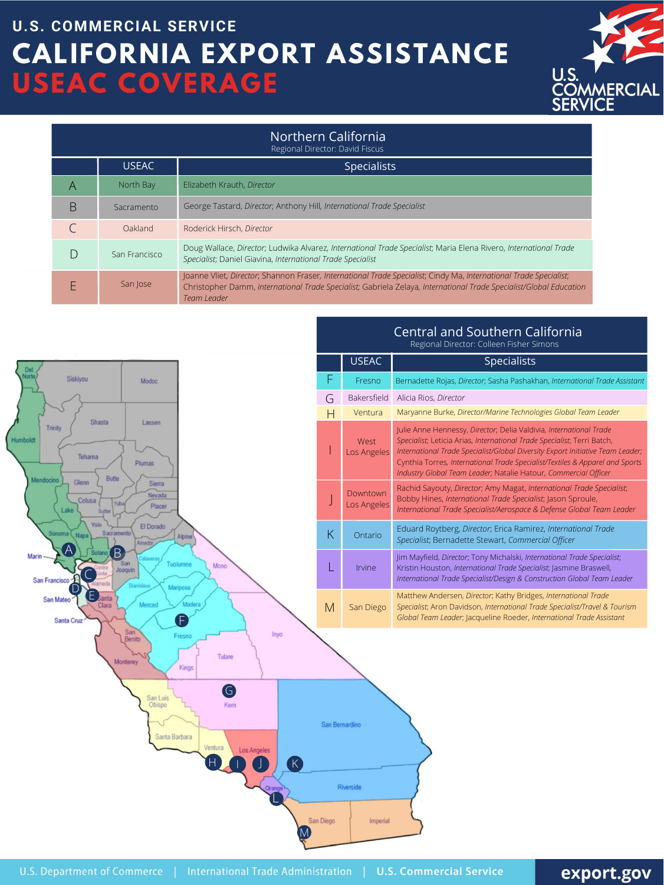U.S. COMMERCIAL SERVICE

# CALIFORNIA EXPORT ASSISTANCE
# USEAC COVERAGE

## Northern California
Regional Director: David Fiscus

| | USEAC | Specialists |
|---|---|---|
| A | North Bay | Elizabeth Krauth, *Director* |
| B | Sacramento | George Tastard, *Director*; Anthony Hill, *International Trade Specialist* |
| C | Oakland | Roderick Hirsch, *Director* |
| D | San Francisco | Doug Wallace, *Director*; Ludwika Alvarez, *International Trade Specialist*; Maria Elena Rivero, *International Trade Specialist*; Daniel Giavina, *International Trade Specialist* |
| E | San Jose | Joanne Vliet, *Director*; Shannon Fraser, *International Trade Specialist*; Cindy Ma, *International Trade Specialist*; Christopher Damm, *International Trade Specialist*; Gabriela Zelaya, *International Trade Specialist/Global Education Team Leader* |

## Central and Southern California
Regional Director: Colleen Fisher Simons

| | USEAC | Specialists |
|---|---|---|
| F | Fresno | Bernadette Rojas, *Director*; Sasha Pashakhan, *International Trade Assistant* |
| G | Bakersfield | Alicia Rios, *Director* |
| H | Ventura | Maryanne Burke, *Director/Marine Technologies Global Team Leader* |
| I | West Los Angeles | Julie Anne Hennessy, *Director*; Delia Valdivia, *International Trade Specialist*; Leticia Arias, *International Trade Specialist*; Terri Batch, *International Trade Specialist/Global Diversity Export Initiative Team Leader*; Cynthia Torres, *International Trade Specialist/Textiles & Apparel and Sports Industry Global Team Leader*; Natalie Hatour, *Commercial Officer* |
| J | Downtown Los Angeles | Rachid Sayouty, *Director*; Amy Magat, *International Trade Specialist*; Bobby Hines, *International Trade Specialist*; Jason Sproule, *International Trade Specialist/Aerospace & Defense Global Team Leader* |
| K | Ontario | Eduard Roytberg, *Director*; Erica Ramirez, *International Trade Specialist*; Bernadette Stewart, *Commercial Officer* |
| L | Irvine | Jim Mayfield, *Director*; Tony Michalski, *International Trade Specialist*; Kristin Houston, *International Trade Specialist*; Jasmine Braswell, *International Trade Specialist/Design & Construction Global Team Leader* |
| M | San Diego | Matthew Andersen, *Director*; Kathy Bridges, *International Trade Specialist*; Aron Davidson, *International Trade Specialist/Travel & Tourism Global Team Leader*; Jacqueline Roeder, *International Trade Assistant* |

U.S. Department of Commerce | International Trade Administration | U.S. Commercial Service

export.gov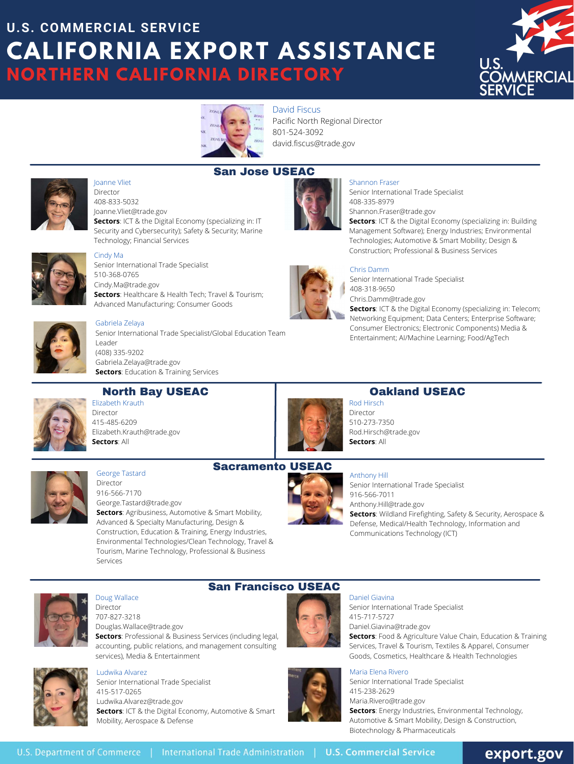# U.S. COMMERCIAL SERVICE
# CALIFORNIA EXPORT ASSISTANCE
## NORTHERN CALIFORNIA DIRECTORY

David Fiscus
Pacific North Regional Director
801-524-3092
david.fiscus@trade.gov

## San Jose USEAC

Joanne Vliet
Director
408-833-5032
Joanne.Vliet@trade.gov
**Sectors**: ICT & the Digital Economy (specializing in: IT Security and Cybersecurity); Safety & Security; Marine Technology; Financial Services

Cindy Ma
Senior International Trade Specialist
510-368-0765
Cindy.Ma@trade.gov
**Sectors**: Healthcare & Health Tech; Travel & Tourism; Advanced Manufacturing; Consumer Goods

Gabriela Zelaya
Senior International Trade Specialist/Global Education Team Leader
(408) 335-9202
Gabriela.Zelaya@trade.gov
**Sectors**: Education & Training Services

Shannon Fraser
Senior International Trade Specialist
408-335-8979
Shannon.Fraser@trade.gov
**Sectors**: ICT & the Digital Economy (specializing in: Building Management Software); Energy Industries; Environmental Technologies; Automotive & Smart Mobility; Design & Construction; Professional & Business Services

Chris Damm
Senior International Trade Specialist
408-318-9650
Chris.Damm@trade.gov
**Sectors**: ICT & the Digital Economy (specializing in: Telecom; Networking Equipment; Data Centers; Enterprise Software; Consumer Electronics; Electronic Components) Media & Entertainment; AI/Machine Learning; Food/AgTech

## North Bay USEAC

Elizabeth Krauth
Director
415-485-6209
Elizabeth.Krauth@trade.gov
**Sectors**: All

## Oakland USEAC

Rod Hirsch
Director
510-273-7350
Rod.Hirsch@trade.gov
**Sectors**: All

## Sacramento USEAC

George Tastard
Director
916-566-7170
George.Tastard@trade.gov
**Sectors**: Agribusiness, Automotive & Smart Mobility, Advanced & Specialty Manufacturing, Design & Construction, Education & Training, Energy Industries, Environmental Technologies/Clean Technology, Travel & Tourism, Marine Technology, Professional & Business Services

Anthony Hill
Senior International Trade Specialist
916-566-7011
Anthony.Hill@trade.gov
**Sectors**: Wildland Firefighting, Safety & Security, Aerospace & Defense, Medical/Health Technology, Information and Communications Technology (ICT)

## San Francisco USEAC

Doug Wallace
Director
707-827-3218
Douglas.Wallace@trade.gov
**Sectors**: Professional & Business Services (including legal, accounting, public relations, and management consulting services), Media & Entertainment

Ludwika Alvarez
Senior International Trade Specialist
415-517-0265
Ludwika.Alvarez@trade.gov
**Sectors**: ICT & the Digital Economy, Automotive & Smart Mobility, Aerospace & Defense

Daniel Giavina
Senior International Trade Specialist
415-717-5727
Daniel.Giavina@trade.gov
**Sectors**: Food & Agriculture Value Chain, Education & Training Services, Travel & Tourism, Textiles & Apparel, Consumer Goods, Cosmetics, Healthcare & Health Technologies

Maria Elena Rivero
Senior International Trade Specialist
415-238-2629
Maria.Rivero@trade.gov
**Sectors**: Energy Industries, Environmental Technology, Automotive & Smart Mobility, Design & Construction, Biotechnology & Pharmaceuticals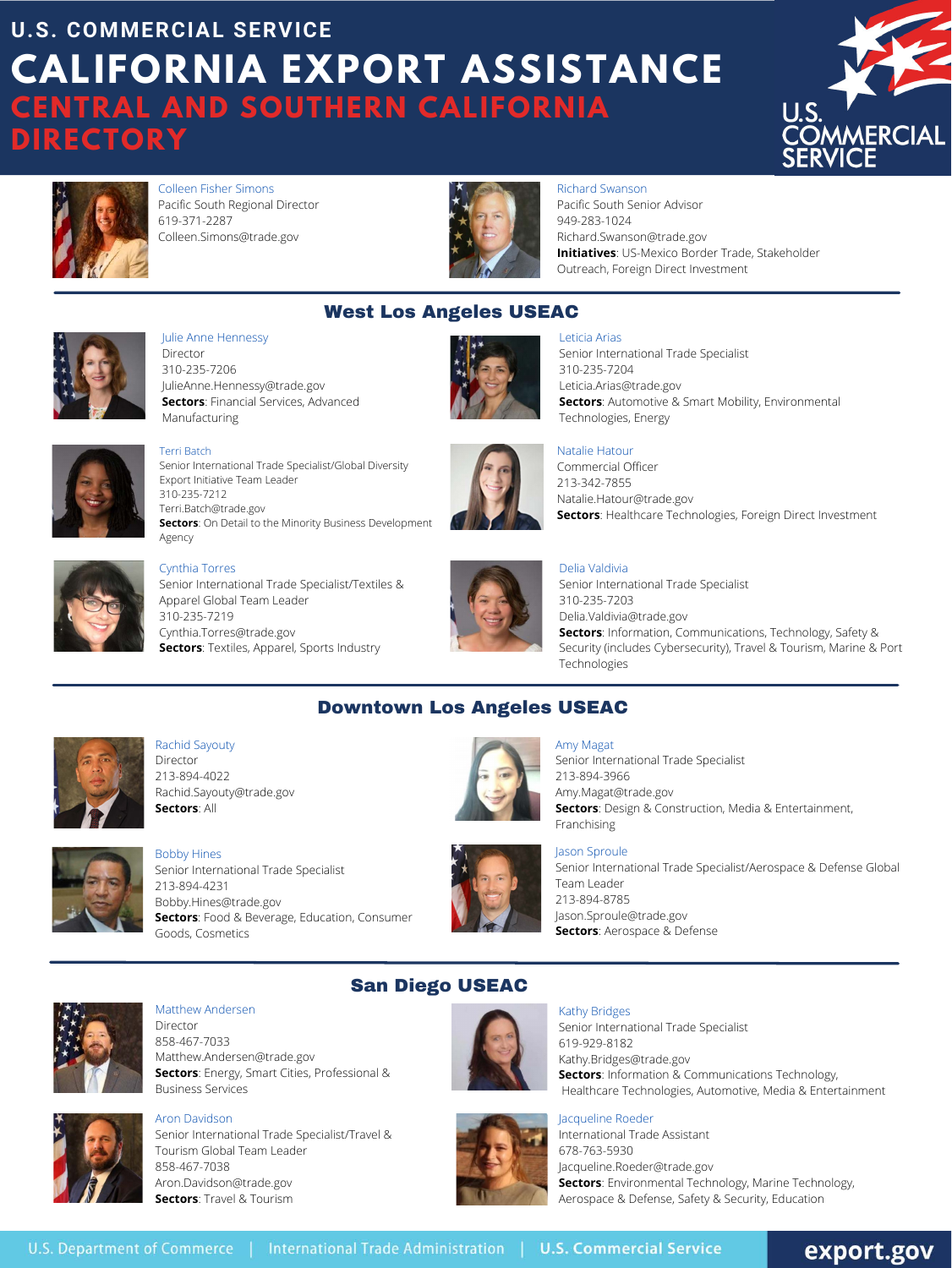U.S. COMMERCIAL SERVICE

# CALIFORNIA EXPORT ASSISTANCE

## CENTRAL AND SOUTHERN CALIFORNIA DIRECTORY

Colleen Fisher Simons
Pacific South Regional Director
619-371-2287
Colleen.Simons@trade.gov

Richard Swanson
Pacific South Senior Advisor
949-283-1024
Richard.Swanson@trade.gov
**Initiatives**: US-Mexico Border Trade, Stakeholder Outreach, Foreign Direct Investment

## West Los Angeles USEAC

Julie Anne Hennessy
Director
310-235-7206
JulieAnne.Hennessy@trade.gov
**Sectors**: Financial Services, Advanced Manufacturing

Leticia Arias
Senior International Trade Specialist
310-235-7204
Leticia.Arias@trade.gov
**Sectors**: Automotive & Smart Mobility, Environmental Technologies, Energy

Terri Batch
Senior International Trade Specialist/Global Diversity Export Initiative Team Leader
310-235-7212
Terri.Batch@trade.gov
**Sectors**: On Detail to the Minority Business Development Agency

Natalie Hatour
Commercial Officer
213-342-7855
Natalie.Hatour@trade.gov
**Sectors**: Healthcare Technologies, Foreign Direct Investment

Cynthia Torres
Senior International Trade Specialist/Textiles & Apparel Global Team Leader
310-235-7219
Cynthia.Torres@trade.gov
**Sectors**: Textiles, Apparel, Sports Industry

Delia Valdivia
Senior International Trade Specialist
310-235-7203
Delia.Valdivia@trade.gov
**Sectors**: Information, Communications, Technology, Safety & Security (includes Cybersecurity), Travel & Tourism, Marine & Port Technologies

## Downtown Los Angeles USEAC

Rachid Sayouty
Director
213-894-4022
Rachid.Sayouty@trade.gov
**Sectors**: All

Amy Magat
Senior International Trade Specialist
213-894-3966
Amy.Magat@trade.gov
**Sectors**: Design & Construction, Media & Entertainment, Franchising

Bobby Hines
Senior International Trade Specialist
213-894-4231
Bobby.Hines@trade.gov
**Sectors**: Food & Beverage, Education, Consumer Goods, Cosmetics

Jason Sproule
Senior International Trade Specialist/Aerospace & Defense Global Team Leader
213-894-8785
Jason.Sproule@trade.gov
**Sectors**: Aerospace & Defense

## San Diego USEAC

Matthew Andersen
Director
858-467-7033
Matthew.Andersen@trade.gov
**Sectors**: Energy, Smart Cities, Professional & Business Services

Kathy Bridges
Senior International Trade Specialist
619-929-8182
Kathy.Bridges@trade.gov
**Sectors**: Information & Communications Technology, Healthcare Technologies, Automotive, Media & Entertainment

Aron Davidson
Senior International Trade Specialist/Travel & Tourism Global Team Leader
858-467-7038
Aron.Davidson@trade.gov
**Sectors**: Travel & Tourism

Jacqueline Roeder
International Trade Assistant
678-763-5930
Jacqueline.Roeder@trade.gov
**Sectors**: Environmental Technology, Marine Technology, Aerospace & Defense, Safety & Security, Education

U.S. Department of Commerce | International Trade Administration | U.S. Commercial Service    export.gov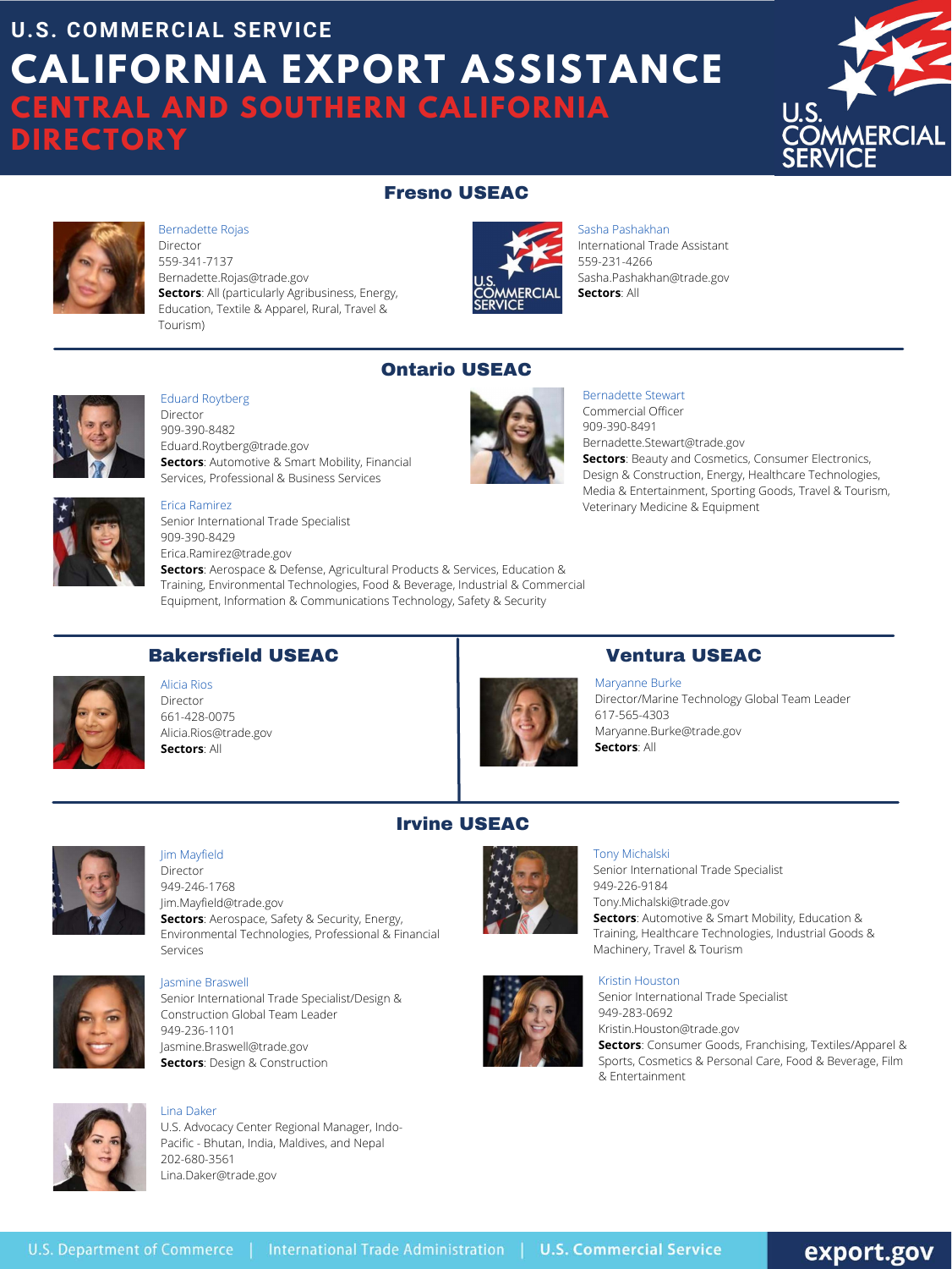# U.S. COMMERCIAL SERVICE

# CALIFORNIA EXPORT ASSISTANCE

## CENTRAL AND SOUTHERN CALIFORNIA DIRECTORY

## Fresno USEAC

Bernadette Rojas
Director
559-341-7137
Bernadette.Rojas@trade.gov
**Sectors**: All (particularly Agribusiness, Energy, Education, Textile & Apparel, Rural, Travel & Tourism)

Sasha Pashakhan
International Trade Assistant
559-231-4266
Sasha.Pashakhan@trade.gov
**Sectors**: All

## Ontario USEAC

Eduard Roytberg
Director
909-390-8482
Eduard.Roytberg@trade.gov
**Sectors**: Automotive & Smart Mobility, Financial Services, Professional & Business Services

Bernadette Stewart
Commercial Officer
909-390-8491
Bernadette.Stewart@trade.gov
**Sectors**: Beauty and Cosmetics, Consumer Electronics, Design & Construction, Energy, Healthcare Technologies, Media & Entertainment, Sporting Goods, Travel & Tourism, Veterinary Medicine & Equipment

Erica Ramirez
Senior International Trade Specialist
909-390-8429
Erica.Ramirez@trade.gov
**Sectors**: Aerospace & Defense, Agricultural Products & Services, Education & Training, Environmental Technologies, Food & Beverage, Industrial & Commercial Equipment, Information & Communications Technology, Safety & Security

## Bakersfield USEAC

Alicia Rios
Director
661-428-0075
Alicia.Rios@trade.gov
**Sectors**: All

## Ventura USEAC

Maryanne Burke
Director/Marine Technology Global Team Leader
617-565-4303
Maryanne.Burke@trade.gov
**Sectors**: All

## Irvine USEAC

Jim Mayfield
Director
949-246-1768
Jim.Mayfield@trade.gov
**Sectors**: Aerospace, Safety & Security, Energy, Environmental Technologies, Professional & Financial Services

Tony Michalski
Senior International Trade Specialist
949-226-9184
Tony.Michalski@trade.gov
**Sectors**: Automotive & Smart Mobility, Education & Training, Healthcare Technologies, Industrial Goods & Machinery, Travel & Tourism

Jasmine Braswell
Senior International Trade Specialist/Design & Construction Global Team Leader
949-236-1101
Jasmine.Braswell@trade.gov
**Sectors**: Design & Construction

Kristin Houston
Senior International Trade Specialist
949-283-0692
Kristin.Houston@trade.gov
**Sectors**: Consumer Goods, Franchising, Textiles/Apparel & Sports, Cosmetics & Personal Care, Food & Beverage, Film & Entertainment

Lina Daker
U.S. Advocacy Center Regional Manager, Indo-Pacific - Bhutan, India, Maldives, and Nepal
202-680-3561
Lina.Daker@trade.gov

U.S. Department of Commerce | International Trade Administration | U.S. Commercial Service

export.gov